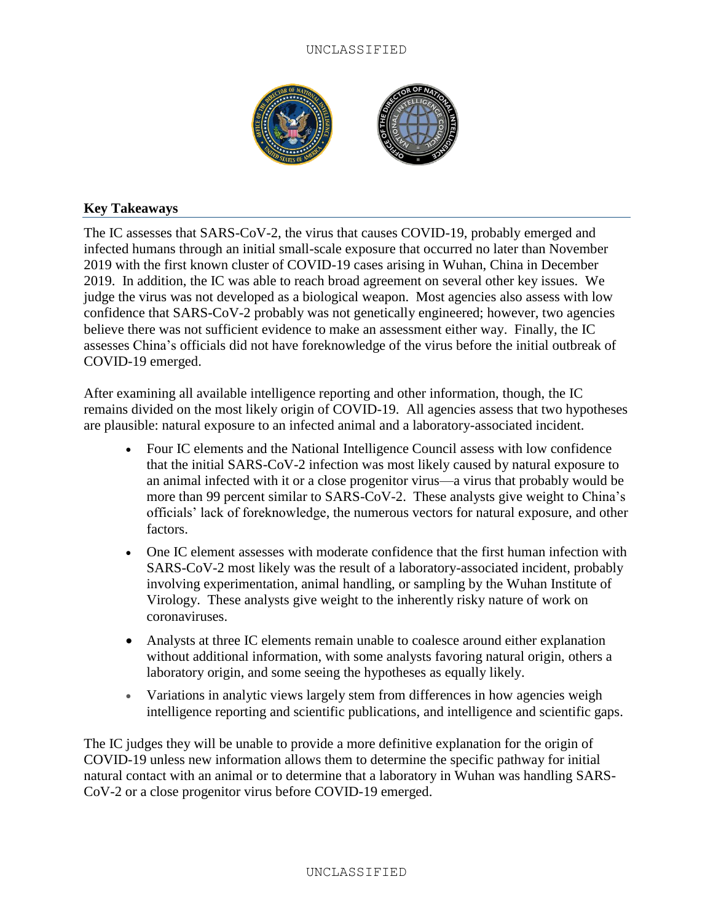## Key Takeaways

The IC assesses that SARS-CoV-2, the virus that causes COVID-19, probably emerged and infected humans through an initial small-scale exposure that occurred no later than November 2019 with the first known cluster of COVID-19 cases arising in Wuhan, China in December 2019. In addition, the IC was able to reach broad agreement on several other key issues. We judge the virus was not developed as a biological weapon. Most agencies also assess with low confidence that SARS-CoV-2 probably was not genetically engineered; however, two agencies believe there was not sufficient evidence to make an assessment either way. Finally, the IC assesses China's officials did not have foreknowledge of the virus before the initial outbreak of COVID-19 emerged.

After examining all available intelligence reporting and other information, though, the IC remains divided on the most likely origin of COVID-19. All agencies assess that two hypotheses are plausible: natural exposure to an infected animal and a laboratory-associated incident.

- Four IC elements and the National Intelligence Council assess with low confidence that the initial SARS-CoV-2 infection was most likely caused by natural exposure to an animal infected with it or a close progenitor virus—a virus that probably would be more than 99 percent similar to SARS-CoV-2. These analysts give weight to China's officials' lack of foreknowledge, the numerous vectors for natural exposure, and other factors.
- One IC element assesses with moderate confidence that the first human infection with SARS-CoV-2 most likely was the result of a laboratory-associated incident, probably involving experimentation, animal handling, or sampling by the Wuhan Institute of Virology. These analysts give weight to the inherently risky nature of work on coronaviruses.
- Analysts at three IC elements remain unable to coalesce around either explanation without additional information, with some analysts favoring natural origin, others a laboratory origin, and some seeing the hypotheses as equally likely.
- Variations in analytic views largely stem from differences in how agencies weigh intelligence reporting and scientific publications, and intelligence and scientific gaps.

The IC judges they will be unable to provide a more definitive explanation for the origin of COVID-19 unless new information allows them to determine the specific pathway for initial natural contact with an animal or to determine that a laboratory in Wuhan was handling SARS-CoV-2 or a close progenitor virus before COVID-19 emerged.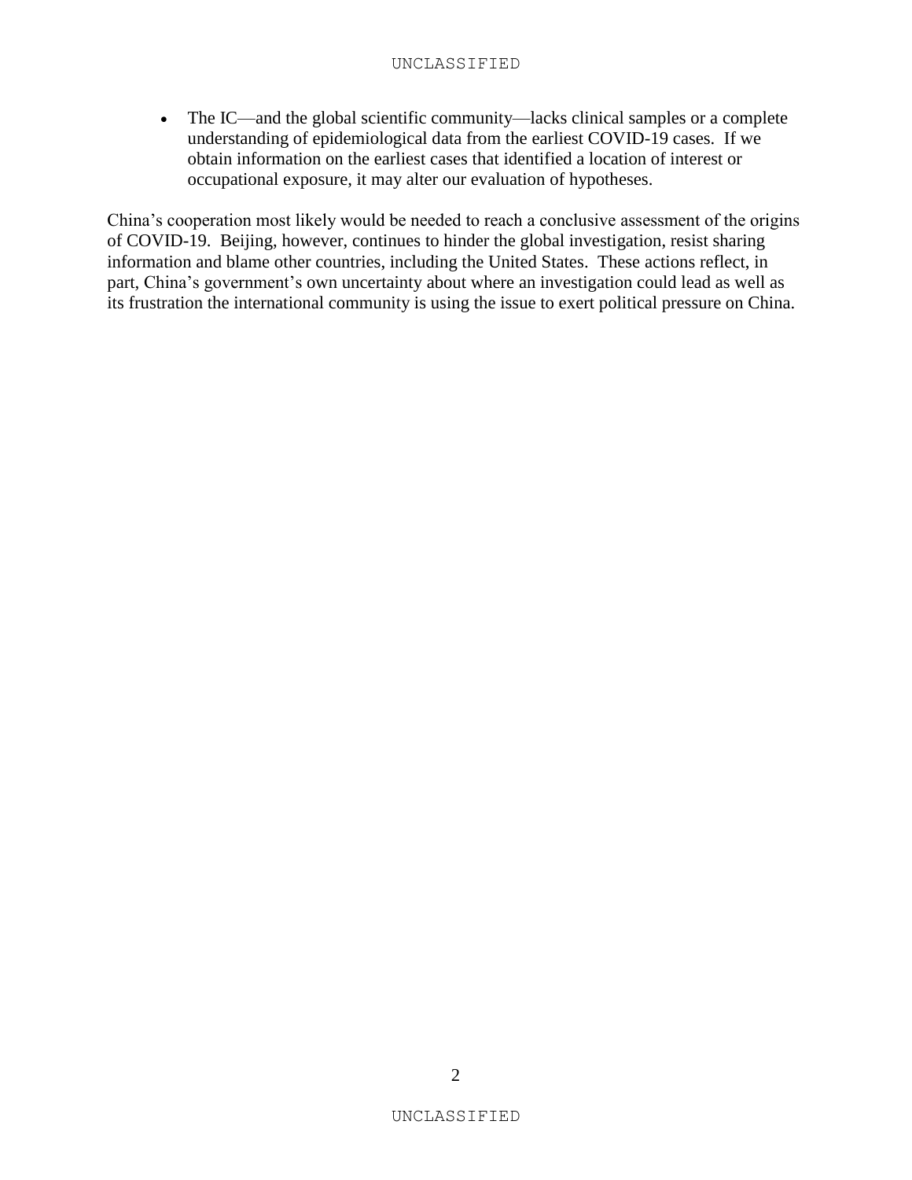- The IC—and the global scientific community—lacks clinical samples or a complete understanding of epidemiological data from the earliest COVID-19 cases. If we obtain information on the earliest cases that identified a location of interest or occupational exposure, it may alter our evaluation of hypotheses.

China's cooperation most likely would be needed to reach a conclusive assessment of the origins of COVID-19. Beijing, however, continues to hinder the global investigation, resist sharing information and blame other countries, including the United States. These actions reflect, in part, China's government's own uncertainty about where an investigation could lead as well as its frustration the international community is using the issue to exert political pressure on China.